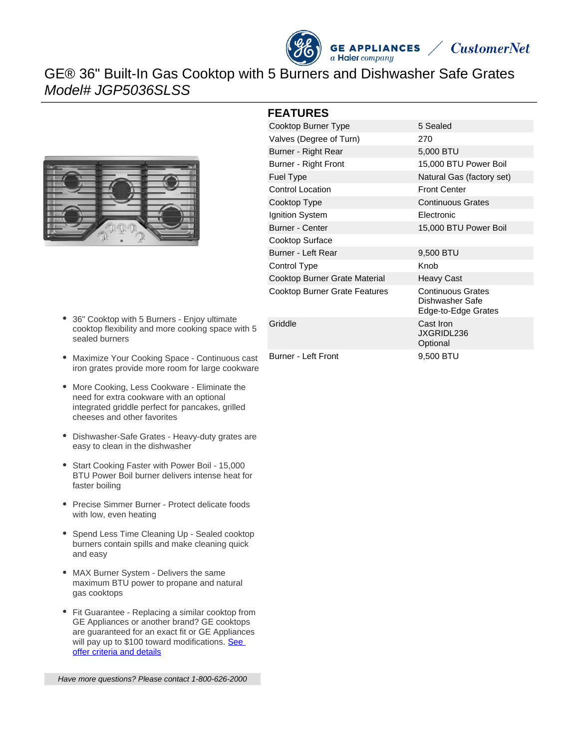GE APPLIANCES
a Haier company
CustomerNet

# GE® 36" Built-In Gas Cooktop with 5 Burners and Dishwasher Safe Grates

*Model# JGP5036SLSS*

- 36" Cooktop with 5 Burners - Enjoy ultimate cooktop flexibility and more cooking space with 5 sealed burners
- Maximize Your Cooking Space - Continuous cast iron grates provide more room for large cookware
- More Cooking, Less Cookware - Eliminate the need for extra cookware with an optional integrated griddle perfect for pancakes, grilled cheeses and other favorites
- Dishwasher-Safe Grates - Heavy-duty grates are easy to clean in the dishwasher
- Start Cooking Faster with Power Boil - 15,000 BTU Power Boil burner delivers intense heat for faster boiling
- Precise Simmer Burner - Protect delicate foods with low, even heating
- Spend Less Time Cleaning Up - Sealed cooktop burners contain spills and make cleaning quick and easy
- MAX Burner System - Delivers the same maximum BTU power to propane and natural gas cooktops
- Fit Guarantee - Replacing a similar cooktop from GE Appliances or another brand? GE cooktops are guaranteed for an exact fit or GE Appliances will pay up to $100 toward modifications. See offer criteria and details

## FEATURES

| | |
|---|---|
| Cooktop Burner Type | 5 Sealed |
| Valves (Degree of Turn) | 270 |
| Burner - Right Rear | 5,000 BTU |
| Burner - Right Front | 15,000 BTU Power Boil |
| Fuel Type | Natural Gas (factory set) |
| Control Location | Front Center |
| Cooktop Type | Continuous Grates |
| Ignition System | Electronic |
| Burner - Center | 15,000 BTU Power Boil |
| Cooktop Surface | |
| Burner - Left Rear | 9,500 BTU |
| Control Type | Knob |
| Cooktop Burner Grate Material | Heavy Cast |
| Cooktop Burner Grate Features | Continuous Grates<br>Dishwasher Safe<br>Edge-to-Edge Grates |
| Griddle | Cast Iron<br>JXGRIDL236<br>Optional |
| Burner - Left Front | 9,500 BTU |

*Have more questions? Please contact 1-800-626-2000*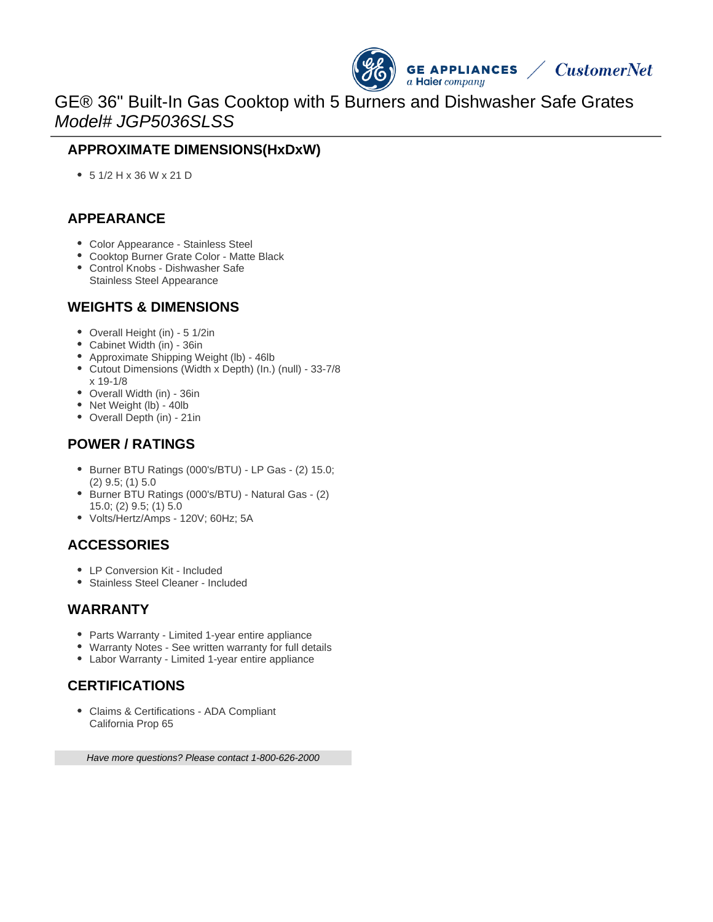GE APPLIANCES a Haier company / CustomerNet

# GE® 36" Built-In Gas Cooktop with 5 Burners and Dishwasher Safe Grates

*Model# JGP5036SLSS*

## APPROXIMATE DIMENSIONS(HxDxW)

- 5 1/2 H x 36 W x 21 D

## APPEARANCE

- Color Appearance - Stainless Steel
- Cooktop Burner Grate Color - Matte Black
- Control Knobs - Dishwasher Safe
  Stainless Steel Appearance

## WEIGHTS & DIMENSIONS

- Overall Height (in) - 5 1/2in
- Cabinet Width (in) - 36in
- Approximate Shipping Weight (lb) - 46lb
- Cutout Dimensions (Width x Depth) (In.) (null) - 33-7/8 x 19-1/8
- Overall Width (in) - 36in
- Net Weight (lb) - 40lb
- Overall Depth (in) - 21in

## POWER / RATINGS

- Burner BTU Ratings (000's/BTU) - LP Gas - (2) 15.0; (2) 9.5; (1) 5.0
- Burner BTU Ratings (000's/BTU) - Natural Gas - (2) 15.0; (2) 9.5; (1) 5.0
- Volts/Hertz/Amps - 120V; 60Hz; 5A

## ACCESSORIES

- LP Conversion Kit - Included
- Stainless Steel Cleaner - Included

## WARRANTY

- Parts Warranty - Limited 1-year entire appliance
- Warranty Notes - See written warranty for full details
- Labor Warranty - Limited 1-year entire appliance

## CERTIFICATIONS

- Claims & Certifications - ADA Compliant
  California Prop 65

*Have more questions? Please contact 1-800-626-2000*